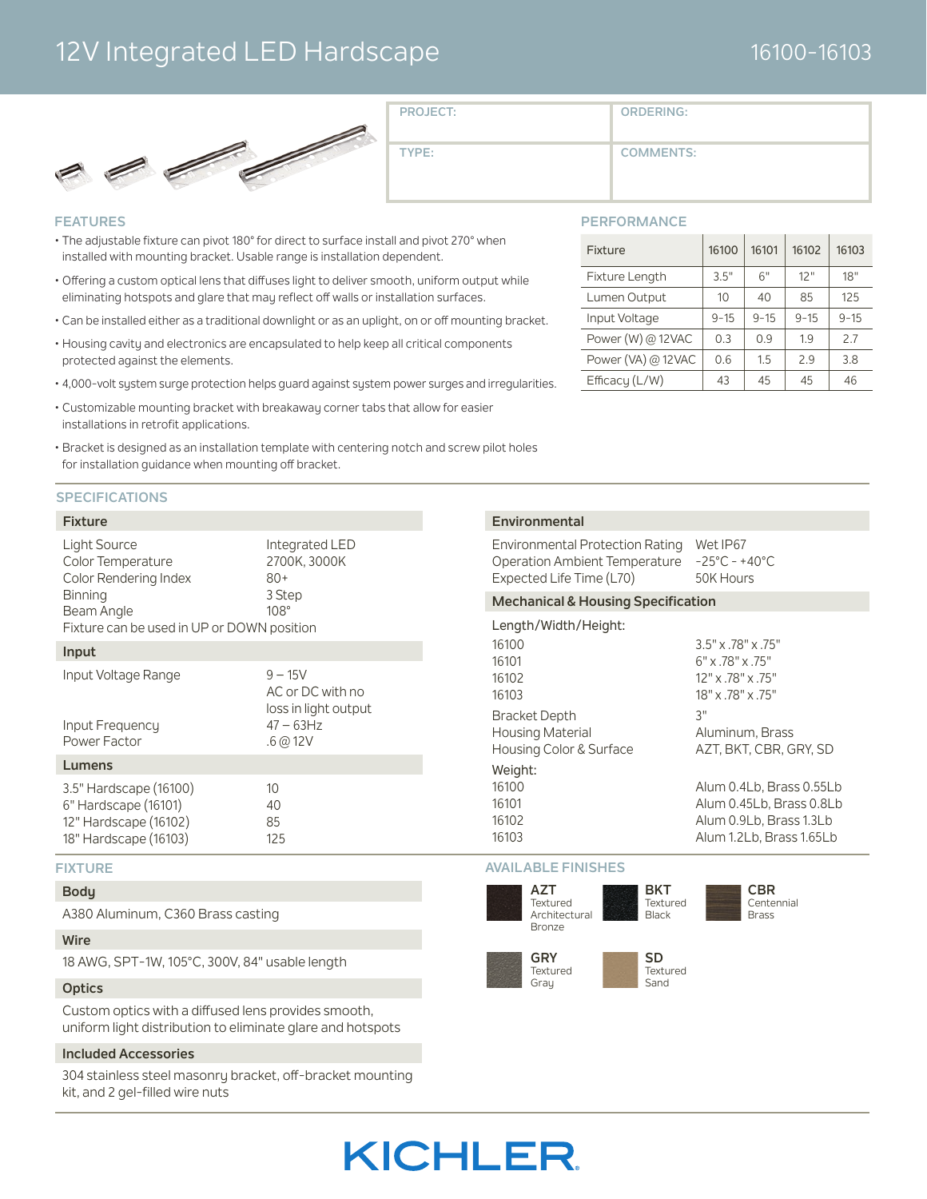# 12V Integrated LED Hardscape

16100-16103

| PROJECT: | ORDERING: |
| --- | --- |
| TYPE: | COMMENTS: |

## FEATURES

- The adjustable fixture can pivot 180° for direct to surface install and pivot 270° when installed with mounting bracket. Usable range is installation dependent.
- Offering a custom optical lens that diffuses light to deliver smooth, uniform output while eliminating hotspots and glare that may reflect off walls or installation surfaces.
- Can be installed either as a traditional downlight or as an uplight, on or off mounting bracket.
- Housing cavity and electronics are encapsulated to help keep all critical components protected against the elements.
- 4,000-volt system surge protection helps guard against system power surges and irregularities.
- Customizable mounting bracket with breakaway corner tabs that allow for easier installations in retrofit applications.
- Bracket is designed as an installation template with centering notch and screw pilot holes for installation guidance when mounting off bracket.

## PERFORMANCE

| Fixture | 16100 | 16101 | 16102 | 16103 |
| --- | --- | --- | --- | --- |
| Fixture Length | 3.5" | 6" | 12" | 18" |
| Lumen Output | 10 | 40 | 85 | 125 |
| Input Voltage | 9-15 | 9-15 | 9-15 | 9-15 |
| Power (W) @ 12VAC | 0.3 | 0.9 | 1.9 | 2.7 |
| Power (VA) @ 12VAC | 0.6 | 1.5 | 2.9 | 3.8 |
| Efficacy (L/W) | 43 | 45 | 45 | 46 |

## SPECIFICATIONS

### Fixture

| | |
| --- | --- |
| Light Source | Integrated LED |
| Color Temperature | 2700K, 3000K |
| Color Rendering Index | 80+ |
| Binning | 3 Step |
| Beam Angle | 108° |

Fixture can be used in UP or DOWN position

### Input

| | |
| --- | --- |
| Input Voltage Range | 9 – 15V AC or DC with no loss in light output |
| Input Frequency | 47 – 63Hz |
| Power Factor | .6 @ 12V |

### Lumens

| | |
| --- | --- |
| 3.5" Hardscape (16100) | 10 |
| 6" Hardscape (16101) | 40 |
| 12" Hardscape (16102) | 85 |
| 18" Hardscape (16103) | 125 |

### Environmental

| | |
| --- | --- |
| Environmental Protection Rating | Wet IP67 |
| Operation Ambient Temperature | -25°C - +40°C |
| Expected Life Time (L70) | 50K Hours |

### Mechanical & Housing Specification

Length/Width/Height:

| | |
| --- | --- |
| 16100 | 3.5" x .78" x .75" |
| 16101 | 6" x .78" x .75" |
| 16102 | 12" x .78" x .75" |
| 16103 | 18" x .78" x .75" |
| Bracket Depth | 3" |
| Housing Material | Aluminum, Brass |
| Housing Color & Surface | AZT, BKT, CBR, GRY, SD |

Weight:

| | |
| --- | --- |
| 16100 | Alum 0.4Lb, Brass 0.55Lb |
| 16101 | Alum 0.45Lb, Brass 0.8Lb |
| 16102 | Alum 0.9Lb, Brass 1.3Lb |
| 16103 | Alum 1.2Lb, Brass 1.65Lb |

## FIXTURE

### Body

A380 Aluminum, C360 Brass casting

### Wire

18 AWG, SPT-1W, 105°C, 300V, 84" usable length

### Optics

Custom optics with a diffused lens provides smooth, uniform light distribution to eliminate glare and hotspots

### Included Accessories

304 stainless steel masonry bracket, off-bracket mounting kit, and 2 gel-filled wire nuts

## AVAILABLE FINISHES

- **AZT** Textured Architectural Bronze
- **BKT** Textured Black
- **CBR** Centennial Brass
- **GRY** Textured Gray
- **SD** Textured Sand

KICHLER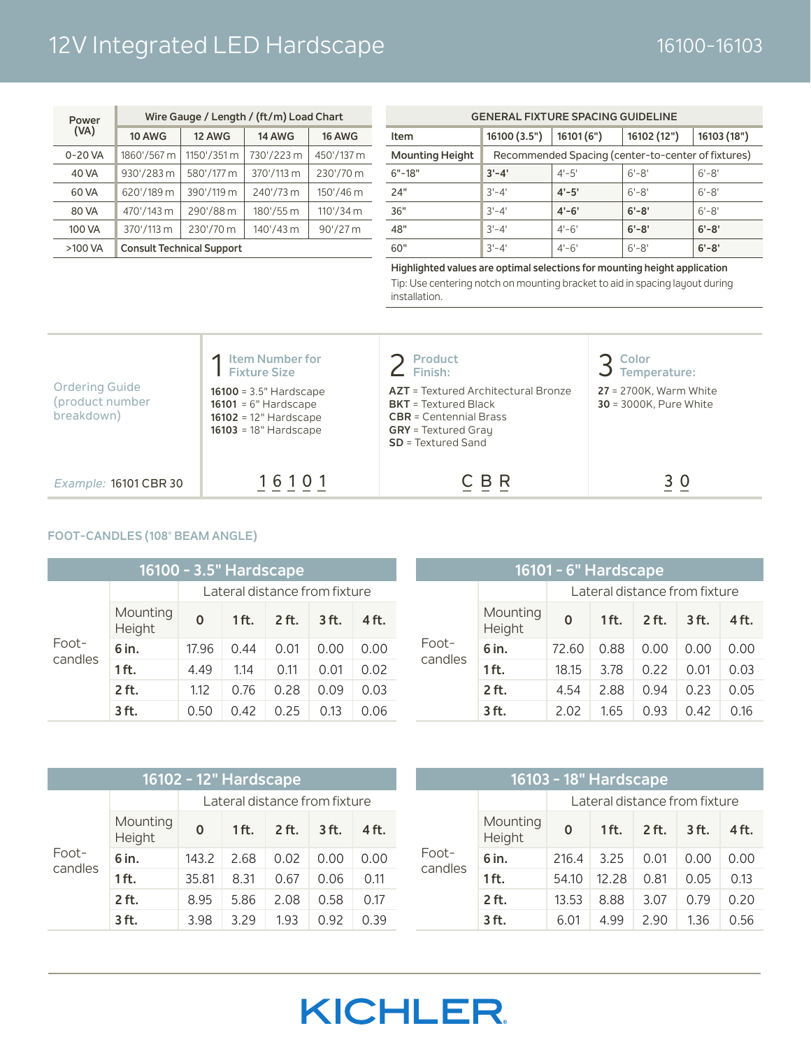# 12V Integrated LED Hardscape

16100-16103

| Power (VA) | Wire Gauge / Length / (ft/m) Load Chart | | | |
|---|---|---|---|---|
| | 10 AWG | 12 AWG | 14 AWG | 16 AWG |
| 0-20 VA | 1860'/567 m | 1150'/351 m | 730'/223 m | 450'/137 m |
| 40 VA | 930'/283 m | 580'/177 m | 370'/113 m | 230'/70 m |
| 60 VA | 620'/189 m | 390'/119 m | 240'/73 m | 150'/46 m |
| 80 VA | 470'/143 m | 290'/88 m | 180'/55 m | 110'/34 m |
| 100 VA | 370'/113 m | 230'/70 m | 140'/43 m | 90'/27 m |
| >100 VA | **Consult Technical Support** | | | |

| GENERAL FIXTURE SPACING GUIDELINE | | | | |
|---|---|---|---|---|
| Item | 16100 (3.5") | 16101 (6") | 16102 (12") | 16103 (18") |
| Mounting Height | Recommended Spacing (center-to-center of fixtures) | | | |
| 6"-18" | **3'-4'** | 4'-5' | 6'-8' | 6'-8' |
| 24" | 3'-4' | **4'-5'** | 6'-8' | 6'-8' |
| 36" | 3'-4' | **4'-6'** | **6'-8'** | 6'-8' |
| 48" | 3'-4' | 4'-6' | **6'-8'** | **6'-8'** |
| 60" | 3'-4' | 4'-6' | 6'-8' | **6'-8'** |

**Highlighted values are optimal selections for mounting height application**

Tip: Use centering notch on mounting bracket to aid in spacing layout during installation.

## Ordering Guide (product number breakdown)

**1 Item Number for Fixture Size**

- **16100** = 3.5" Hardscape
- **16101** = 6" Hardscape
- **16102** = 12" Hardscape
- **16103** = 18" Hardscape

**2 Product Finish:**

- **AZT** = Textured Architectural Bronze
- **BKT** = Textured Black
- **CBR** = Centennial Brass
- **GRY** = Textured Gray
- **SD** = Textured Sand

**3 Color Temperature:**

- **27** = 2700K, Warm White
- **30** = 3000K, Pure White

*Example:* 16101 CBR 30 — 1 6 1 0 1 | C B R | 3 0

## FOOT-CANDLES (108° BEAM ANGLE)

| 16100 - 3.5" Hardscape | | Lateral distance from fixture | | | | |
|---|---|---|---|---|---|---|
| | Mounting Height | 0 | 1 ft. | 2 ft. | 3 ft. | 4 ft. |
| Foot-candles | **6 in.** | 17.96 | 0.44 | 0.01 | 0.00 | 0.00 |
| | **1 ft.** | 4.49 | 1.14 | 0.11 | 0.01 | 0.02 |
| | **2 ft.** | 1.12 | 0.76 | 0.28 | 0.09 | 0.03 |
| | **3 ft.** | 0.50 | 0.42 | 0.25 | 0.13 | 0.06 |

| 16101 - 6" Hardscape | | Lateral distance from fixture | | | | |
|---|---|---|---|---|---|---|
| | Mounting Height | 0 | 1 ft. | 2 ft. | 3 ft. | 4 ft. |
| Foot-candles | **6 in.** | 72.60 | 0.88 | 0.00 | 0.00 | 0.00 |
| | **1 ft.** | 18.15 | 3.78 | 0.22 | 0.01 | 0.03 |
| | **2 ft.** | 4.54 | 2.88 | 0.94 | 0.23 | 0.05 |
| | **3 ft.** | 2.02 | 1.65 | 0.93 | 0.42 | 0.16 |

| 16102 - 12" Hardscape | | Lateral distance from fixture | | | | |
|---|---|---|---|---|---|---|
| | Mounting Height | 0 | 1 ft. | 2 ft. | 3 ft. | 4 ft. |
| Foot-candles | **6 in.** | 143.2 | 2.68 | 0.02 | 0.00 | 0.00 |
| | **1 ft.** | 35.81 | 8.31 | 0.67 | 0.06 | 0.11 |
| | **2 ft.** | 8.95 | 5.86 | 2.08 | 0.58 | 0.17 |
| | **3 ft.** | 3.98 | 3.29 | 1.93 | 0.92 | 0.39 |

| 16103 - 18" Hardscape | | Lateral distance from fixture | | | | |
|---|---|---|---|---|---|---|
| | Mounting Height | 0 | 1 ft. | 2 ft. | 3 ft. | 4 ft. |
| Foot-candles | **6 in.** | 216.4 | 3.25 | 0.01 | 0.00 | 0.00 |
| | **1 ft.** | 54.10 | 12.28 | 0.81 | 0.05 | 0.13 |
| | **2 ft.** | 13.53 | 8.88 | 3.07 | 0.79 | 0.20 |
| | **3 ft.** | 6.01 | 4.99 | 2.90 | 1.36 | 0.56 |

KICHLER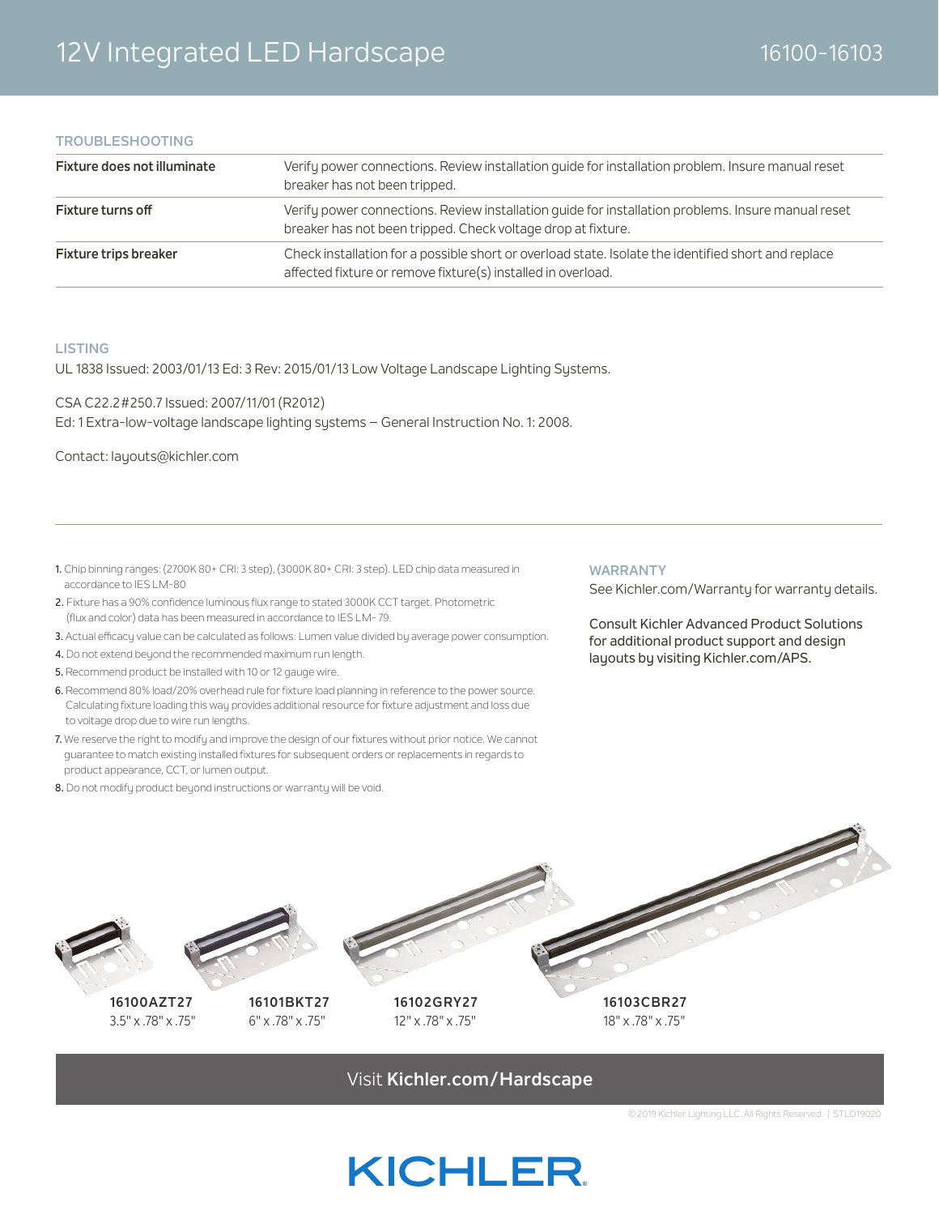## TROUBLESHOOTING

| | |
|---|---|
| **Fixture does not illuminate** | Verify power connections. Review installation guide for installation problem. Insure manual reset breaker has not been tripped. |
| **Fixture turns off** | Verify power connections. Review installation guide for installation problems. Insure manual reset breaker has not been tripped. Check voltage drop at fixture. |
| **Fixture trips breaker** | Check installation for a possible short or overload state. Isolate the identified short and replace affected fixture or remove fixture(s) installed in overload. |

## LISTING

UL 1838 Issued: 2003/01/13 Ed: 3 Rev: 2015/01/13 Low Voltage Landscape Lighting Systems.

CSA C22.2#250.7 Issued: 2007/11/01 (R2012)
Ed: 1 Extra-low-voltage landscape lighting systems – General Instruction No. 1: 2008.

Contact: layouts@kichler.com

1. Chip binning ranges: (2700K 80+ CRI: 3 step), (3000K 80+ CRI: 3 step). LED chip data measured in accordance to IES LM-80
2. Fixture has a 90% confidence luminous flux range to stated 3000K CCT target. Photometric (flux and color) data has been measured in accordance to IES LM- 79.
3. Actual efficacy value can be calculated as follows: Lumen value divided by average power consumption.
4. Do not extend beyond the recommended maximum run length.
5. Recommend product be installed with 10 or 12 gauge wire.
6. Recommend 80% load/20% overhead rule for fixture load planning in reference to the power source. Calculating fixture loading this way provides additional resource for fixture adjustment and loss due to voltage drop due to wire run lengths.
7. We reserve the right to modify and improve the design of our fixtures without prior notice. We cannot guarantee to match existing installed fixtures for subsequent orders or replacements in regards to product appearance, CCT, or lumen output.
8. Do not modify product beyond instructions or warranty will be void.

## WARRANTY

See Kichler.com/Warranty for warranty details.

Consult Kichler Advanced Product Solutions for additional product support and design layouts by visiting Kichler.com/APS.

**16100AZT27**
3.5" x .78" x .75"

**16101BKT27**
6" x .78" x .75"

**16102GRY27**
12" x .78" x .75"

**16103CBR27**
18" x .78" x .75"

Visit **Kichler.com/Hardscape**

© 2019 Kichler Lighting LLC. All Rights Reserved. | STLD19020

KICHLER